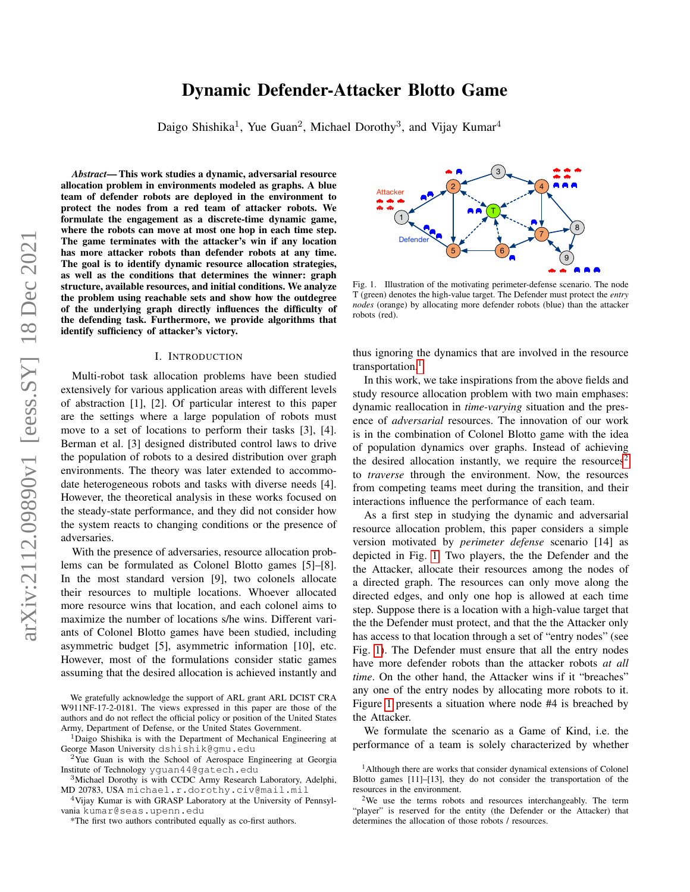# Dynamic Defender-Attacker Blotto Game

Daigo Shishika[1], Yue Guan[2], Michael Dorothy[3], and Vijay Kumar[4]

***Abstract*— This work studies a dynamic, adversarial resource allocation problem in environments modeled as graphs. A blue team of defender robots are deployed in the environment to protect the nodes from a red team of attacker robots. We formulate the engagement as a discrete-time dynamic game, where the robots can move at most one hop in each time step. The game terminates with the attacker's win if any location has more attacker robots than defender robots at any time. The goal is to identify dynamic resource allocation strategies, as well as the conditions that determines the winner: graph structure, available resources, and initial conditions. We analyze the problem using reachable sets and show how the outdegree of the underlying graph directly influences the difficulty of the defending task. Furthermore, we provide algorithms that identify sufficiency of attacker's victory.**

## I. Introduction

Multi-robot task allocation problems have been studied extensively for various application areas with different levels of abstraction [1], [2]. Of particular interest to this paper are the settings where a large population of robots must move to a set of locations to perform their tasks [3], [4]. Berman et al. [3] designed distributed control laws to drive the population of robots to a desired distribution over graph environments. The theory was later extended to accommodate heterogeneous robots and tasks with diverse needs [4]. However, the theoretical analysis in these works focused on the steady-state performance, and they did not consider how the system reacts to changing conditions or the presence of adversaries.

With the presence of adversaries, resource allocation problems can be formulated as Colonel Blotto games [5]–[8]. In the most standard version [9], two colonels allocate their resources to multiple locations. Whoever allocated more resource wins that location, and each colonel aims to maximize the number of locations s/he wins. Different variants of Colonel Blotto games have been studied, including asymmetric budget [5], asymmetric information [10], etc. However, most of the formulations consider static games assuming that the desired allocation is achieved instantly and thus ignoring the dynamics that are involved in the resource transportation.[1]

In this work, we take inspirations from the above fields and study resource allocation problem with two main emphases: dynamic reallocation in *time-varying* situation and the presence of *adversarial* resources. The innovation of our work is in the combination of Colonel Blotto game with the idea of population dynamics over graphs. Instead of achieving the desired allocation instantly, we require the resources[2] to *traverse* through the environment. Now, the resources from competing teams meet during the transition, and their interactions influence the performance of each team.

As a first step in studying the dynamic and adversarial resource allocation problem, this paper considers a simple version motivated by *perimeter defense* scenario [14] as depicted in Fig. 1. Two players, the the Defender and the the Attacker, allocate their resources among the nodes of a directed graph. The resources can only move along the directed edges, and only one hop is allowed at each time step. Suppose there is a location with a high-value target that the the Defender must protect, and that the the Attacker only has access to that location through a set of "entry nodes" (see Fig. 1). The Defender must ensure that all the entry nodes have more defender robots than the attacker robots *at all time*. On the other hand, the Attacker wins if it "breaches" any one of the entry nodes by allocating more robots to it. Figure 1 presents a situation where node #4 is breached by the Attacker.

We formulate the scenario as a Game of Kind, i.e. the performance of a team is solely characterized by whether

Fig. 1. Illustration of the motivating perimeter-defense scenario. The node T (green) denotes the high-value target. The Defender must protect the *entry nodes* (orange) by allocating more defender robots (blue) than the attacker robots (red).

We gratefully acknowledge the support of ARL grant ARL DCIST CRA W911NF-17-2-0181. The views expressed in this paper are those of the authors and do not reflect the official policy or position of the United States Army, Department of Defense, or the United States Government.

[1]Daigo Shishika is with the Department of Mechanical Engineering at George Mason University dshishik@gmu.edu

[2]Yue Guan is with the School of Aerospace Engineering at Georgia Institute of Technology yguan44@gatech.edu

[3]Michael Dorothy is with CCDC Army Research Laboratory, Adelphi, MD 20783, USA michael.r.dorothy.civ@mail.mil

[4]Vijay Kumar is with GRASP Laboratory at the University of Pennsylvania kumar@seas.upenn.edu

*The first two authors contributed equally as co-first authors.

[1]Although there are works that consider dynamical extensions of Colonel Blotto games [11]–[13], they do not consider the transportation of the resources in the environment.

[2]We use the terms robots and resources interchangeably. The term "player" is reserved for the entity (the Defender or the Attacker) that determines the allocation of those robots / resources.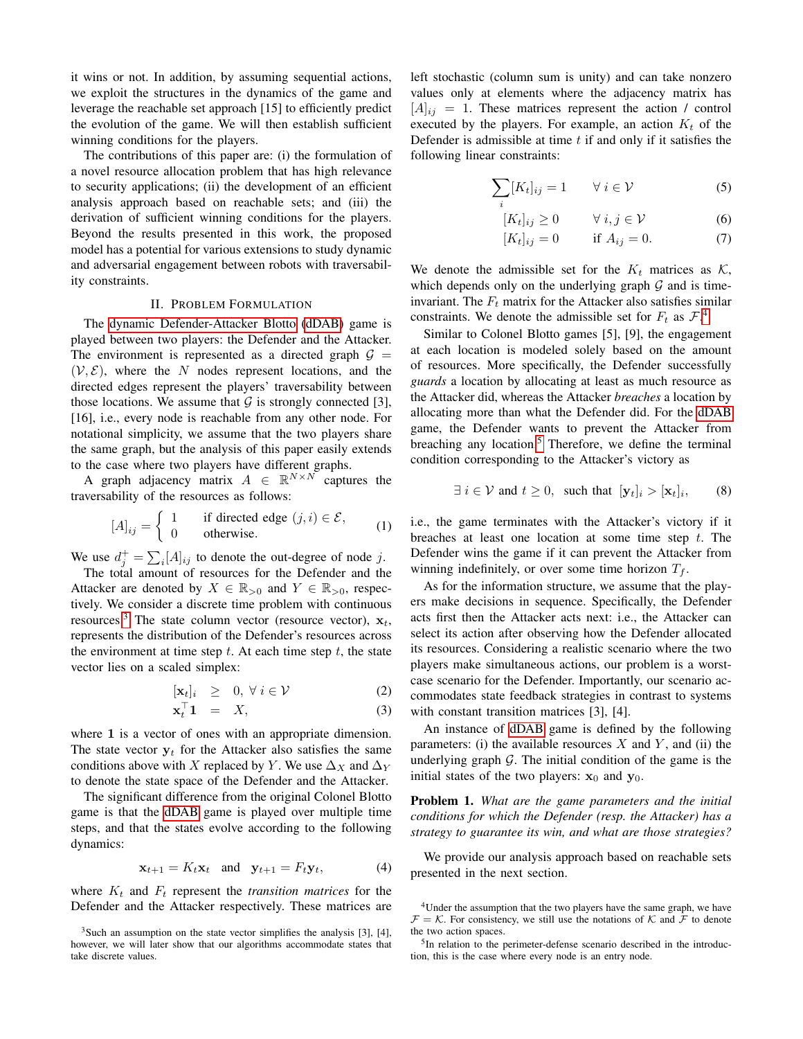it wins or not. In addition, by assuming sequential actions, we exploit the structures in the dynamics of the game and leverage the reachable set approach [15] to efficiently predict the evolution of the game. We will then establish sufficient winning conditions for the players.

The contributions of this paper are: (i) the formulation of a novel resource allocation problem that has high relevance to security applications; (ii) the development of an efficient analysis approach based on reachable sets; and (iii) the derivation of sufficient winning conditions for the players. Beyond the results presented in this work, the proposed model has a potential for various extensions to study dynamic and adversarial engagement between robots with traversability constraints.

## II. Problem Formulation

The dynamic Defender-Attacker Blotto (dDAB) game is played between two players: the Defender and the Attacker. The environment is represented as a directed graph $\mathcal{G} = (\mathcal{V}, \mathcal{E})$, where the $N$ nodes represent locations, and the directed edges represent the players' traversability between those locations. We assume that $\mathcal{G}$ is strongly connected [3], [16], i.e., every node is reachable from any other node. For notational simplicity, we assume that the two players share the same graph, but the analysis of this paper easily extends to the case where two players have different graphs.

A graph adjacency matrix $A \in \mathbb{R}^{N \times N}$ captures the traversability of the resources as follows:

$$[A]_{ij} = \begin{cases} 1 & \text{if directed edge } (j, i) \in \mathcal{E}, \\ 0 & \text{otherwise.} \end{cases} \tag{1}$$

We use $d_j^+ = \sum_i [A]_{ij}$ to denote the out-degree of node $j$.

The total amount of resources for the Defender and the Attacker are denoted by $X \in \mathbb{R}_{>0}$ and $Y \in \mathbb{R}_{>0}$, respectively. We consider a discrete time problem with continuous resources.[3] The state column vector (resource vector), $\mathbf{x}_t$, represents the distribution of the Defender's resources across the environment at time step $t$. At each time step $t$, the state vector lies on a scaled simplex:

$$[\mathbf{x}_t]_i \geq 0, \; \forall\, i \in \mathcal{V} \tag{2}$$

$$\mathbf{x}_t^\top \mathbf{1} = X, \tag{3}$$

where $\mathbf{1}$ is a vector of ones with an appropriate dimension. The state vector $\mathbf{y}_t$ for the Attacker also satisfies the same conditions above with $X$ replaced by $Y$. We use $\Delta_X$ and $\Delta_Y$ to denote the state space of the Defender and the Attacker.

The significant difference from the original Colonel Blotto game is that the dDAB game is played over multiple time steps, and that the states evolve according to the following dynamics:

$$\mathbf{x}_{t+1} = K_t \mathbf{x}_t \quad \text{and} \quad \mathbf{y}_{t+1} = F_t \mathbf{y}_t, \tag{4}$$

where $K_t$ and $F_t$ represent the *transition matrices* for the Defender and the Attacker respectively. These matrices are left stochastic (column sum is unity) and can take nonzero values only at elements where the adjacency matrix has $[A]_{ij} = 1$. These matrices represent the action / control executed by the players. For example, an action $K_t$ of the Defender is admissible at time $t$ if and only if it satisfies the following linear constraints:

$$\sum_i [K_t]_{ij} = 1 \qquad \forall\, i \in \mathcal{V} \tag{5}$$

$$[K_t]_{ij} \geq 0 \qquad \forall\, i, j \in \mathcal{V} \tag{6}$$

$$[K_t]_{ij} = 0 \qquad \text{if } A_{ij} = 0. \tag{7}$$

We denote the admissible set for the $K_t$ matrices as $\mathcal{K}$, which depends only on the underlying graph $\mathcal{G}$ and is time-invariant. The $F_t$ matrix for the Attacker also satisfies similar constraints. We denote the admissible set for $F_t$ as $\mathcal{F}$.[4]

Similar to Colonel Blotto games [5], [9], the engagement at each location is modeled solely based on the amount of resources. More specifically, the Defender successfully *guards* a location by allocating at least as much resource as the Attacker did, whereas the Attacker *breaches* a location by allocating more than what the Defender did. For the dDAB game, the Defender wants to prevent the Attacker from breaching any location.[5] Therefore, we define the terminal condition corresponding to the Attacker's victory as

$$\exists\, i \in \mathcal{V} \text{ and } t \geq 0, \;\; \text{such that } [\mathbf{y}_t]_i > [\mathbf{x}_t]_i, \tag{8}$$

i.e., the game terminates with the Attacker's victory if it breaches at least one location at some time step $t$. The Defender wins the game if it can prevent the Attacker from winning indefinitely, or over some time horizon $T_f$.

As for the information structure, we assume that the players make decisions in sequence. Specifically, the Defender acts first then the Attacker acts next: i.e., the Attacker can select its action after observing how the Defender allocated its resources. Considering a realistic scenario where the two players make simultaneous actions, our problem is a worst-case scenario for the Defender. Importantly, our scenario accommodates state feedback strategies in contrast to systems with constant transition matrices [3], [4].

An instance of dDAB game is defined by the following parameters: (i) the available resources $X$ and $Y$, and (ii) the underlying graph $\mathcal{G}$. The initial condition of the game is the initial states of the two players: $\mathbf{x}_0$ and $\mathbf{y}_0$.

**Problem 1.** *What are the game parameters and the initial conditions for which the Defender (resp. the Attacker) has a strategy to guarantee its win, and what are those strategies?*

We provide our analysis approach based on reachable sets presented in the next section.

---

[3] Such an assumption on the state vector simplifies the analysis [3], [4], however, we will later show that our algorithms accommodate states that take discrete values.

[4] Under the assumption that the two players have the same graph, we have $\mathcal{F} = \mathcal{K}$. For consistency, we still use the notations of $\mathcal{K}$ and $\mathcal{F}$ to denote the two action spaces.

[5] In relation to the perimeter-defense scenario described in the introduction, this is the case where every node is an entry node.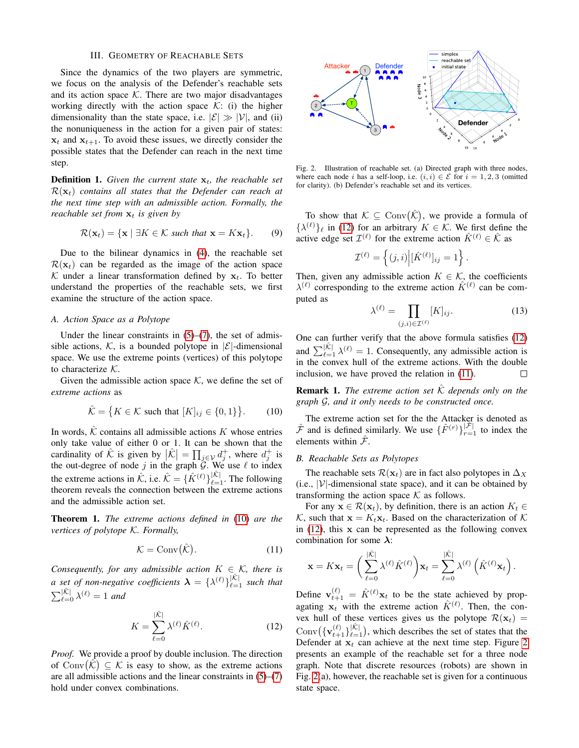## III. Geometry of Reachable Sets

Since the dynamics of the two players are symmetric, we focus on the analysis of the Defender's reachable sets and its action space $\mathcal{K}$. There are two major disadvantages working directly with the action space $\mathcal{K}$: (i) the higher dimensionality than the state space, i.e. $|\mathcal{E}| \gg |\mathcal{V}|$, and (ii) the nonuniqueness in the action for a given pair of states: $\mathbf{x}_t$ and $\mathbf{x}_{t+1}$. To avoid these issues, we directly consider the possible states that the Defender can reach in the next time step.

**Definition 1.** *Given the current state $\mathbf{x}_t$, the reachable set $\mathcal{R}(\mathbf{x}_t)$ contains all states that the Defender can reach at the next time step with an admissible action. Formally, the reachable set from $\mathbf{x}_t$ is given by*

$$\mathcal{R}(\mathbf{x}_t) = \{\mathbf{x} \mid \exists K \in \mathcal{K} \text{ such that } \mathbf{x} = K\mathbf{x}_t\}. \tag{9}$$

Due to the bilinear dynamics in (4), the reachable set $\mathcal{R}(\mathbf{x}_t)$ can be regarded as the image of the action space $\mathcal{K}$ under a linear transformation defined by $\mathbf{x}_t$. To better understand the properties of the reachable sets, we first examine the structure of the action space.

### A. Action Space as a Polytope

Under the linear constraints in (5)–(7), the set of admissible actions, $\mathcal{K}$, is a bounded polytope in $|\mathcal{E}|$-dimensional space. We use the extreme points (vertices) of this polytope to characterize $\mathcal{K}$.

Given the admissible action space $\mathcal{K}$, we define the set of *extreme actions* as

$$\hat{\mathcal{K}} = \big\{K \in \mathcal{K} \text{ such that } [K]_{ij} \in \{0,1\}\big\}. \tag{10}$$

In words, $\hat{\mathcal{K}}$ contains all admissible actions $K$ whose entries only take value of either 0 or 1. It can be shown that the cardinality of $\hat{\mathcal{K}}$ is given by $|\hat{\mathcal{K}}| = \prod_{j\in\mathcal{V}} d_j^+$, where $d_j^+$ is the out-degree of node $j$ in the graph $\mathcal{G}$. We use $\ell$ to index the extreme actions in $\hat{\mathcal{K}}$, i.e. $\hat{\mathcal{K}} = \{\hat{K}^{(\ell)}\}_{\ell=1}^{|\hat{\mathcal{K}}|}$. The following theorem reveals the connection between the extreme actions and the admissible action set.

**Theorem 1.** *The extreme actions defined in (10) are the vertices of polytope $\mathcal{K}$. Formally,*

$$\mathcal{K} = \mathrm{Conv}\big(\hat{\mathcal{K}}\big). \tag{11}$$

*Consequently, for any admissible action $K \in \mathcal{K}$, there is a set of non-negative coefficients $\boldsymbol{\lambda} = \{\lambda^{(\ell)}\}_{\ell=1}^{|\hat{\mathcal{K}}|}$ such that $\sum_{\ell=0}^{|\hat{\mathcal{K}}|} \lambda^{(\ell)} = 1$ and*

$$K = \sum_{\ell=0}^{|\hat{\mathcal{K}}|} \lambda^{(\ell)} \hat{K}^{(\ell)}. \tag{12}$$

*Proof.* We provide a proof by double inclusion. The direction of $\mathrm{Conv}\big(\hat{\mathcal{K}}\big) \subseteq \mathcal{K}$ is easy to show, as the extreme actions are all admissible actions and the linear constraints in (5)–(7) hold under convex combinations.

Fig. 2. Illustration of reachable set. (a) Directed graph with three nodes, where each node $i$ has a self-loop, i.e. $(i,i) \in \mathcal{E}$ for $i = 1,2,3$ (omitted for clarity). (b) Defender's reachable set and its vertices.

To show that $\mathcal{K} \subseteq \mathrm{Conv}\big(\hat{\mathcal{K}}\big)$, we provide a formula of $\{\lambda^{(\ell)}\}_\ell$ in (12) for an arbitrary $K \in \mathcal{K}$. We first define the active edge set $\mathcal{I}^{(\ell)}$ for the extreme action $\hat{K}^{(\ell)} \in \hat{\mathcal{K}}$ as

$$\mathcal{I}^{(\ell)} = \Big\{(j,i) \Big| [\hat{K}^{(\ell)}]_{ij} = 1\Big\}.$$

Then, given any admissible action $K \in \mathcal{K}$, the coefficients $\lambda^{(\ell)}$ corresponding to the extreme action $\hat{K}^{(\ell)}$ can be computed as

$$\lambda^{(\ell)} = \prod_{(j,i)\in\mathcal{I}^{(\ell)}} [K]_{ij}. \tag{13}$$

One can further verify that the above formula satisfies (12) and $\sum_{\ell=1}^{|\hat{\mathcal{K}}|} \lambda^{(\ell)} = 1$. Consequently, any admissible action is in the convex hull of the extreme actions. With the double inclusion, we have proved the relation in (11). $\square$

**Remark 1.** *The extreme action set $\hat{\mathcal{K}}$ depends only on the graph $\mathcal{G}$, and it only needs to be constructed once.*

The extreme action set for the the Attacker is denoted as $\hat{\mathcal{F}}$ and is defined similarly. We use $\{\hat{F}^{(r)}\}_{r=1}^{|\hat{\mathcal{F}}|}$ to index the elements within $\hat{\mathcal{F}}$.

### B. Reachable Sets as Polytopes

The reachable sets $\mathcal{R}(\mathbf{x}_t)$ are in fact also polytopes in $\Delta_X$ (i.e., $|\mathcal{V}|$-dimensional state space), and it can be obtained by transforming the action space $\mathcal{K}$ as follows.

For any $\mathbf{x} \in \mathcal{R}(\mathbf{x}_t)$, by definition, there is an action $K_t \in \mathcal{K}$, such that $\mathbf{x} = K_t\mathbf{x}_t$. Based on the characterization of $\mathcal{K}$ in (12), this $\mathbf{x}$ can be represented as the following convex combination for some $\boldsymbol{\lambda}$:

$$\mathbf{x} = K\mathbf{x}_t = \left(\sum_{\ell=0}^{|\hat{\mathcal{K}}|} \lambda^{(\ell)}\hat{K}^{(\ell)}\right)\mathbf{x}_t = \sum_{\ell=0}^{|\hat{\mathcal{K}}|} \lambda^{(\ell)}\left(\hat{K}^{(\ell)}\mathbf{x}_t\right).$$

Define $\mathbf{v}_{t+1}^{(\ell)} = \hat{K}^{(\ell)}\mathbf{x}_t$ to be the state achieved by propagating $\mathbf{x}_t$ with the extreme action $\hat{K}^{(\ell)}$. Then, the convex hull of these vertices gives us the polytope $\mathcal{R}(\mathbf{x}_t) = \mathrm{Conv}\big(\{\mathbf{v}_{t+1}^{(\ell)}\}_{\ell=1}^{|\hat{\mathcal{K}}|}\big)$, which describes the set of states that the Defender at $\mathbf{x}_t$ can achieve at the next time step. Figure 2 presents an example of the reachable set for a three node graph. Note that discrete resources (robots) are shown in Fig. 2(a), however, the reachable set is given for a continuous state space.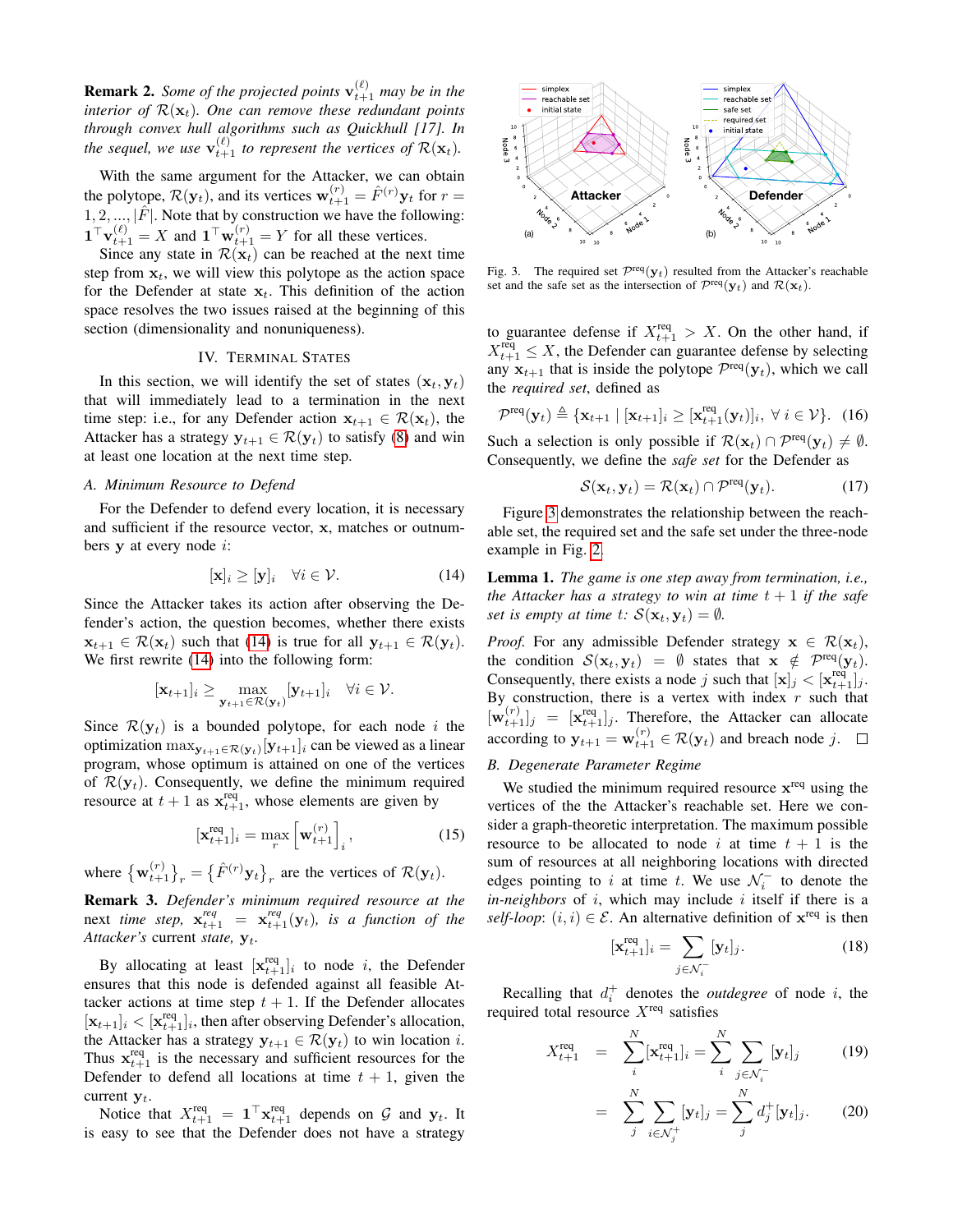**Remark 2.** *Some of the projected points $\mathbf{v}_{t+1}^{(\ell)}$ may be in the interior of $\mathcal{R}(\mathbf{x}_t)$. One can remove these redundant points through convex hull algorithms such as Quickhull [17]. In the sequel, we use $\mathbf{v}_{t+1}^{(\ell)}$ to represent the vertices of $\mathcal{R}(\mathbf{x}_t)$.*

With the same argument for the Attacker, we can obtain the polytope, $\mathcal{R}(\mathbf{y}_t)$, and its vertices $\mathbf{w}_{t+1}^{(r)} = \hat{F}^{(r)}\mathbf{y}_t$ for $r = 1, 2, ..., |\hat{F}|$. Note that by construction we have the following: $\mathbf{1}^\top \mathbf{v}_{t+1}^{(\ell)} = X$ and $\mathbf{1}^\top \mathbf{w}_{t+1}^{(r)} = Y$ for all these vertices.

Since any state in $\mathcal{R}(\mathbf{x}_t)$ can be reached at the next time step from $\mathbf{x}_t$, we will view this polytope as the action space for the Defender at state $\mathbf{x}_t$. This definition of the action space resolves the two issues raised at the beginning of this section (dimensionality and nonuniqueness).

## IV. Terminal States

In this section, we will identify the set of states $(\mathbf{x}_t, \mathbf{y}_t)$ that will immediately lead to a termination in the next time step: i.e., for any Defender action $\mathbf{x}_{t+1} \in \mathcal{R}(\mathbf{x}_t)$, the Attacker has a strategy $\mathbf{y}_{t+1} \in \mathcal{R}(\mathbf{x}_t)$ to satisfy (8) and win at least one location at the next time step.

### A. Minimum Resource to Defend

For the Defender to defend every location, it is necessary and sufficient if the resource vector, $\mathbf{x}$, matches or outnumbers $\mathbf{y}$ at every node $i$:

$$[\mathbf{x}]_i \geq [\mathbf{y}]_i \quad \forall i \in \mathcal{V}. \tag{14}$$

Since the Attacker takes its action after observing the Defender's action, the question becomes, whether there exists $\mathbf{x}_{t+1} \in \mathcal{R}(\mathbf{x}_t)$ such that (14) is true for all $\mathbf{y}_{t+1} \in \mathcal{R}(\mathbf{y}_t)$. We first rewrite (14) into the following form:

$$[\mathbf{x}_{t+1}]_i \geq \max_{\mathbf{y}_{t+1} \in \mathcal{R}(\mathbf{y}_t)} [\mathbf{y}_{t+1}]_i \quad \forall i \in \mathcal{V}.$$

Since $\mathcal{R}(\mathbf{y}_t)$ is a bounded polytope, for each node $i$ the optimization $\max_{\mathbf{y}_{t+1} \in \mathcal{R}(\mathbf{y}_t)} [\mathbf{y}_{t+1}]_i$ can be viewed as a linear program, whose optimum is attained on one of the vertices of $\mathcal{R}(\mathbf{y}_t)$. Consequently, we define the minimum required resource at $t+1$ as $\mathbf{x}_{t+1}^{\text{req}}$, whose elements are given by

$$[\mathbf{x}_{t+1}^{\text{req}}]_i = \max_r \left[\mathbf{w}_{t+1}^{(r)}\right]_i, \tag{15}$$

where $\left\{\mathbf{w}_{t+1}^{(r)}\right\}_r = \left\{\hat{F}^{(r)}\mathbf{y}_t\right\}_r$ are the vertices of $\mathcal{R}(\mathbf{y}_t)$.

**Remark 3.** *Defender's minimum required resource at the next time step, $\mathbf{x}_{t+1}^{req} = \mathbf{x}_{t+1}^{req}(\mathbf{y}_t)$, is a function of the Attacker's current state, $\mathbf{y}_t$.*

By allocating at least $[\mathbf{x}_{t+1}^{\text{req}}]_i$ to node $i$, the Defender ensures that this node is defended against all feasible Attacker actions at time step $t+1$. If the Defender allocates $[\mathbf{x}_{t+1}]_i < [\mathbf{x}_{t+1}^{\text{req}}]_i$, then after observing Defender's allocation, the Attacker has a strategy $\mathbf{y}_{t+1} \in \mathcal{R}(\mathbf{y}_t)$ to win location $i$. Thus $\mathbf{x}_{t+1}^{\text{req}}$ is the necessary and sufficient resources for the Defender to defend all locations at time $t+1$, given the current $\mathbf{y}_t$.

Notice that $X_{t+1}^{\text{req}} = \mathbf{1}^\top \mathbf{x}_{t+1}^{\text{req}}$ depends on $\mathcal{G}$ and $\mathbf{y}_t$. It is easy to see that the Defender does not have a strategy to guarantee defense if $X_{t+1}^{\text{req}} > X$. On the other hand, if $X_{t+1}^{\text{req}} \leq X$, the Defender can guarantee defense by selecting any $\mathbf{x}_{t+1}$ that is inside the polytope $\mathcal{P}^{\text{req}}(\mathbf{y}_t)$, which we call the *required set*, defined as

$$\mathcal{P}^{\text{req}}(\mathbf{y}_t) \triangleq \{\mathbf{x}_{t+1} \mid [\mathbf{x}_{t+1}]_i \geq [\mathbf{x}_{t+1}^{\text{req}}(\mathbf{y}_t)]_i, \ \forall i \in \mathcal{V}\}. \tag{16}$$

Such a selection is only possible if $\mathcal{R}(\mathbf{x}_t) \cap \mathcal{P}^{\text{req}}(\mathbf{y}_t) \neq \emptyset$. Consequently, we define the *safe set* for the Defender as

$$\mathcal{S}(\mathbf{x}_t, \mathbf{y}_t) = \mathcal{R}(\mathbf{x}_t) \cap \mathcal{P}^{\text{req}}(\mathbf{y}_t). \tag{17}$$

Fig. 3. The required set $\mathcal{P}^{\text{req}}(\mathbf{y}_t)$ resulted from the Attacker's reachable set and the safe set as the intersection of $\mathcal{P}^{\text{req}}(\mathbf{y}_t)$ and $\mathcal{R}(\mathbf{x}_t)$.

Figure 3 demonstrates the relationship between the reachable set, the required set and the safe set under the three-node example in Fig. 2.

**Lemma 1.** *The game is one step away from termination, i.e., the Attacker has a strategy to win at time $t+1$ if the safe set is empty at time $t$: $\mathcal{S}(\mathbf{x}_t, \mathbf{y}_t) = \emptyset$.*

*Proof.* For any admissible Defender strategy $\mathbf{x} \in \mathcal{R}(\mathbf{x}_t)$, the condition $\mathcal{S}(\mathbf{x}_t, \mathbf{y}_t) = \emptyset$ states that $\mathbf{x} \notin \mathcal{P}^{\text{req}}(\mathbf{y}_t)$. Consequently, there exists a node $j$ such that $[\mathbf{x}]_j < [\mathbf{x}_{t+1}^{\text{req}}]_j$. By construction, there is a vertex with index $r$ such that $[\mathbf{w}_{t+1}^{(r)}]_j = [\mathbf{x}_{t+1}^{\text{req}}]_j$. Therefore, the Attacker can allocate according to $\mathbf{y}_{t+1} = \mathbf{w}_{t+1}^{(r)} \in \mathcal{R}(\mathbf{y}_t)$ and breach node $j$. $\square$

### B. Degenerate Parameter Regime

We studied the minimum required resource $\mathbf{x}^{\text{req}}$ using the vertices of the the Attacker's reachable set. Here we consider a graph-theoretic interpretation. The maximum possible resource to be allocated to node $i$ at time $t+1$ is the sum of resources at all neighboring locations with directed edges pointing to $i$ at time $t$. We use $\mathcal{N}_i^-$ to denote the *in-neighbors* of $i$, which may include $i$ itself if there is a *self-loop*: $(i,i) \in \mathcal{E}$. An alternative definition of $\mathbf{x}^{\text{req}}$ is then

$$[\mathbf{x}_{t+1}^{\text{req}}]_i = \sum_{j \in \mathcal{N}_i^-} [\mathbf{y}_t]_j. \tag{18}$$

Recalling that $d_i^+$ denotes the *outdegree* of node $i$, the required total resource $X^{\text{req}}$ satisfies

$$X_{t+1}^{\text{req}} = \sum_i^N [\mathbf{x}_{t+1}^{\text{req}}]_i = \sum_i^N \sum_{j \in \mathcal{N}_i^-} [\mathbf{y}_t]_j \tag{19}$$

$$= \sum_j^N \sum_{i \in \mathcal{N}_j^+} [\mathbf{y}_t]_j = \sum_j^N d_j^+ [\mathbf{y}_t]_j. \tag{20}$$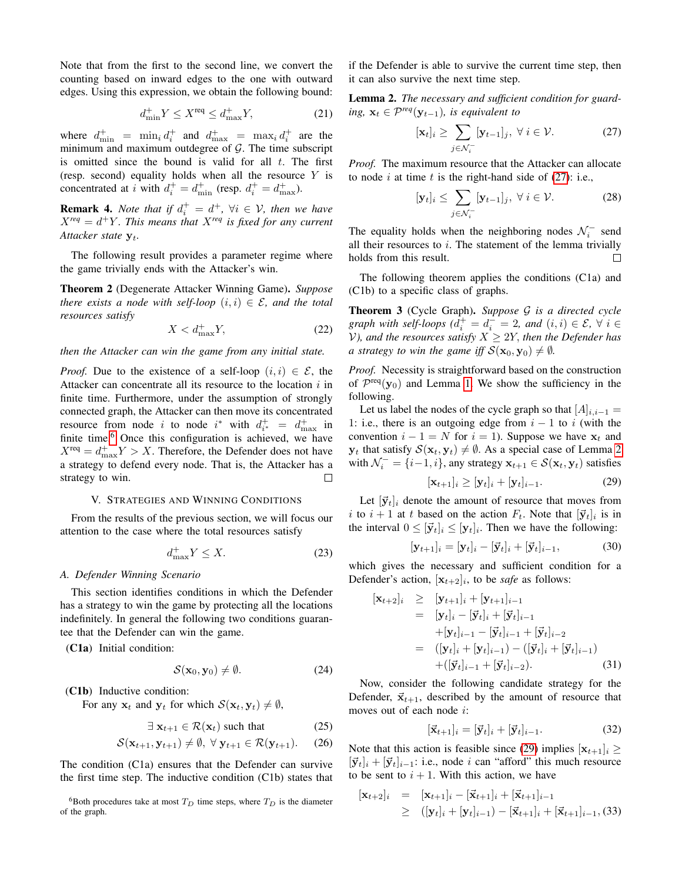Note that from the first to the second line, we convert the counting based on inward edges to the one with outward edges. Using this expression, we obtain the following bound:

$$d^+_{\min} Y \leq X^{\text{req}} \leq d^+_{\max} Y, \tag{21}$$

where $d^+_{\min} = \min_i d^+_i$ and $d^+_{\max} = \max_i d^+_i$ are the minimum and maximum outdegree of $\mathcal{G}$. The time subscript is omitted since the bound is valid for all $t$. The first (resp. second) equality holds when all the resource $Y$ is concentrated at $i$ with $d^+_i = d^+_{\min}$ (resp. $d^+_i = d^+_{\max}$).

**Remark 4.** *Note that if $d^+_i = d^+$, $\forall i \in \mathcal{V}$, then we have $X^{req} = d^+ Y$. This means that $X^{req}$ is fixed for any current Attacker state $\mathbf{y}_t$.*

The following result provides a parameter regime where the game trivially ends with the Attacker's win.

**Theorem 2** (Degenerate Attacker Winning Game). *Suppose there exists a node with self-loop $(i,i) \in \mathcal{E}$, and the total resources satisfy*

$$X < d^+_{\max} Y, \tag{22}$$

*then the Attacker can win the game from any initial state.*

*Proof.* Due to the existence of a self-loop $(i,i) \in \mathcal{E}$, the Attacker can concentrate all its resource to the location $i$ in finite time. Furthermore, under the assumption of strongly connected graph, the Attacker can then move its concentrated resource from node $i$ to node $i^*$ with $d^+_{i^*} = d^+_{\max}$ in finite time.[6] Once this configuration is achieved, we have $X^{\text{req}} = d^+_{\max} Y > X$. Therefore, the Defender does not have a strategy to defend every node. That is, the Attacker has a strategy to win. □

## V. Strategies and Winning Conditions

From the results of the previous section, we will focus our attention to the case where the total resources satisfy

$$d^+_{\max} Y \leq X. \tag{23}$$

### A. Defender Winning Scenario

This section identifies conditions in which the Defender has a strategy to win the game by protecting all the locations indefinitely. In general the following two conditions guarantee that the Defender can win the game.

**(C1a)** Initial condition:

$$\mathcal{S}(\mathbf{x}_0, \mathbf{y}_0) \neq \emptyset. \tag{24}$$

**(C1b)** Inductive condition:
For any $\mathbf{x}_t$ and $\mathbf{y}_t$ for which $\mathcal{S}(\mathbf{x}_t, \mathbf{y}_t) \neq \emptyset$,

$$\exists\, \mathbf{x}_{t+1} \in \mathcal{R}(\mathbf{x}_t) \text{ such that} \tag{25}$$

$$\mathcal{S}(\mathbf{x}_{t+1}, \mathbf{y}_{t+1}) \neq \emptyset,\ \forall\, \mathbf{y}_{t+1} \in \mathcal{R}(\mathbf{y}_{t+1}). \tag{26}$$

The condition (C1a) ensures that the Defender can survive the first time step. The inductive condition (C1b) states that if the Defender is able to survive the current time step, then it can also survive the next time step.

**Lemma 2.** *The necessary and sufficient condition for guarding, $\mathbf{x}_t \in \mathcal{P}^{req}(\mathbf{y}_{t-1})$, is equivalent to*

$$[\mathbf{x}_t]_i \geq \sum_{j \in \mathcal{N}^-_i} [\mathbf{y}_{t-1}]_j,\ \forall\, i \in \mathcal{V}. \tag{27}$$

*Proof.* The maximum resource that the Attacker can allocate to node $i$ at time $t$ is the right-hand side of (27): i.e.,

$$[\mathbf{y}_t]_i \leq \sum_{j \in \mathcal{N}^-_i} [\mathbf{y}_{t-1}]_j,\ \forall\, i \in \mathcal{V}. \tag{28}$$

The equality holds when the neighboring nodes $\mathcal{N}^-_i$ send all their resources to $i$. The statement of the lemma trivially holds from this result. □

The following theorem applies the conditions (C1a) and (C1b) to a specific class of graphs.

**Theorem 3** (Cycle Graph). *Suppose $\mathcal{G}$ is a directed cycle graph with self-loops ($d^+_i = d^-_i = 2$, and $(i,i) \in \mathcal{E}$, $\forall\, i \in \mathcal{V}$), and the resources satisfy $X \geq 2Y$, then the Defender has a strategy to win the game iff $\mathcal{S}(\mathbf{x}_0, \mathbf{y}_0) \neq \emptyset$.*

*Proof.* Necessity is straightforward based on the construction of $\mathcal{P}^{\text{req}}(\mathbf{y}_0)$ and Lemma 1. We show the sufficiency in the following.

Let us label the nodes of the cycle graph so that $[A]_{i,i-1} = 1$: i.e., there is an outgoing edge from $i-1$ to $i$ (with the convention $i - 1 = N$ for $i = 1$). Suppose we have $\mathbf{x}_t$ and $\mathbf{y}_t$ that satisfy $\mathcal{S}(\mathbf{x}_t, \mathbf{y}_t) \neq \emptyset$. As a special case of Lemma 2 with $\mathcal{N}^-_i = \{i-1, i\}$, any strategy $\mathbf{x}_{t+1} \in \mathcal{S}(\mathbf{x}_t, \mathbf{y}_t)$ satisfies

$$[\mathbf{x}_{t+1}]_i \geq [\mathbf{y}_t]_i + [\mathbf{y}_t]_{i-1}. \tag{29}$$

Let $[\vec{\mathbf{y}}_t]_i$ denote the amount of resource that moves from $i$ to $i+1$ at $t$ based on the action $F_t$. Note that $[\vec{\mathbf{y}}_t]_i$ is in the interval $0 \leq [\vec{\mathbf{y}}_t]_i \leq [\mathbf{y}_t]_i$. Then we have the following:

$$[\mathbf{y}_{t+1}]_i = [\mathbf{y}_t]_i - [\vec{\mathbf{y}}_t]_i + [\vec{\mathbf{y}}_t]_{i-1}, \tag{30}$$

which gives the necessary and sufficient condition for a Defender's action, $[\mathbf{x}_{t+2}]_i$, to be *safe* as follows:

$$\begin{aligned}
[\mathbf{x}_{t+2}]_i &\geq [\mathbf{y}_{t+1}]_i + [\mathbf{y}_{t+1}]_{i-1} \\
&= [\mathbf{y}_t]_i - [\vec{\mathbf{y}}_t]_i + [\vec{\mathbf{y}}_t]_{i-1} \\
&\quad + [\mathbf{y}_t]_{i-1} - [\vec{\mathbf{y}}_t]_{i-1} + [\vec{\mathbf{y}}_t]_{i-2} \\
&= ([\mathbf{y}_t]_i + [\mathbf{y}_t]_{i-1}) - ([\vec{\mathbf{y}}_t]_i + [\vec{\mathbf{y}}_t]_{i-1}) \\
&\quad + ([\vec{\mathbf{y}}_t]_{i-1} + [\vec{\mathbf{y}}_t]_{i-2}).
\end{aligned} \tag{31}$$

Now, consider the following candidate strategy for the Defender, $\vec{\mathbf{x}}_{t+1}$, described by the amount of resource that moves out of each node $i$:

$$[\vec{\mathbf{x}}_{t+1}]_i = [\vec{\mathbf{y}}_t]_i + [\vec{\mathbf{y}}_t]_{i-1}. \tag{32}$$

Note that this action is feasible since (29) implies $[\mathbf{x}_{t+1}]_i \geq [\vec{\mathbf{y}}_t]_i + [\vec{\mathbf{y}}_t]_{i-1}$: i.e., node $i$ can "afford" this much resource to be sent to $i+1$. With this action, we have

$$\begin{aligned}
[\mathbf{x}_{t+2}]_i &= [\mathbf{x}_{t+1}]_i - [\vec{\mathbf{x}}_{t+1}]_i + [\vec{\mathbf{x}}_{t+1}]_{i-1} \\
&\geq ([\mathbf{y}_t]_i + [\mathbf{y}_t]_{i-1}) - [\vec{\mathbf{x}}_{t+1}]_i + [\vec{\mathbf{x}}_{t+1}]_{i-1},
\end{aligned} \tag{33}$$

[6] Both procedures take at most $T_D$ time steps, where $T_D$ is the diameter of the graph.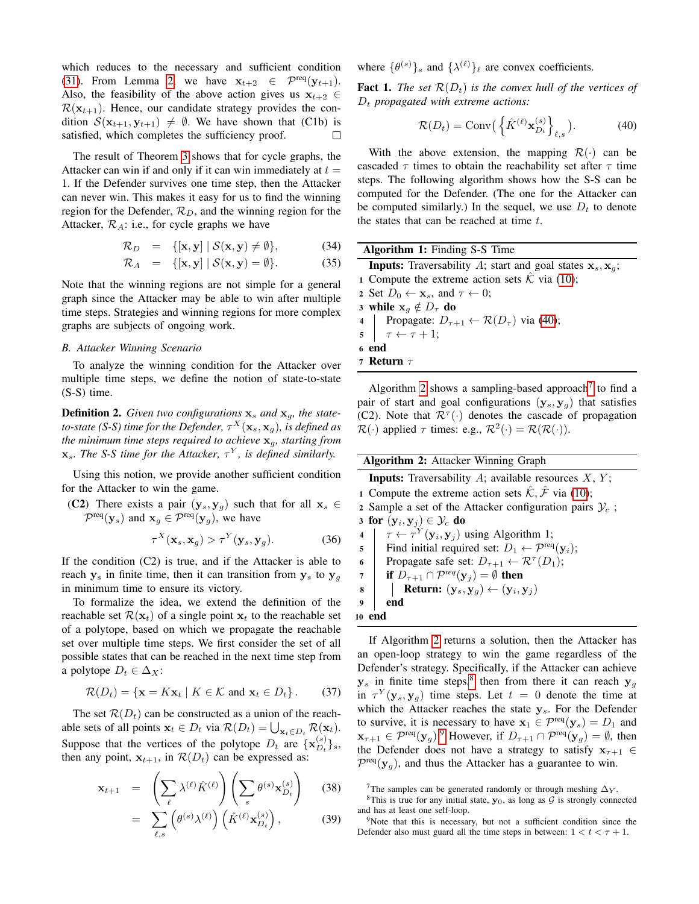which reduces to the necessary and sufficient condition (31). From Lemma 2, we have $\mathbf{x}_{t+2} \in \mathcal{P}^{\text{req}}(\mathbf{y}_{t+1})$. Also, the feasibility of the above action gives us $\mathbf{x}_{t+2} \in \mathcal{R}(\mathbf{x}_{t+1})$. Hence, our candidate strategy provides the condition $\mathcal{S}(\mathbf{x}_{t+1}, \mathbf{y}_{t+1}) \neq \emptyset$. We have shown that (C1b) is satisfied, which completes the sufficiency proof. □

The result of Theorem 3 shows that for cycle graphs, the Attacker can win if and only if it can win immediately at $t = 1$. If the Defender survives one time step, then the Attacker can never win. This makes it easy for us to find the winning region for the Defender, $\mathcal{R}_D$, and the winning region for the Attacker, $\mathcal{R}_A$: i.e., for cycle graphs we have

$$\mathcal{R}_D = \{[\mathbf{x}, \mathbf{y}] \mid \mathcal{S}(\mathbf{x}, \mathbf{y}) \neq \emptyset\}, \tag{34}$$

$$\mathcal{R}_A = \{[\mathbf{x}, \mathbf{y}] \mid \mathcal{S}(\mathbf{x}, \mathbf{y}) = \emptyset\}. \tag{35}$$

Note that the winning regions are not simple for a general graph since the Attacker may be able to win after multiple time steps. Strategies and winning regions for more complex graphs are subjects of ongoing work.

### B. Attacker Winning Scenario

To analyze the winning condition for the Attacker over multiple time steps, we define the notion of state-to-state (S-S) time.

**Definition 2.** *Given two configurations $\mathbf{x}_s$ and $\mathbf{x}_g$, the state-to-state (S-S) time for the Defender, $\tau^X(\mathbf{x}_s, \mathbf{x}_g)$, is defined as the minimum time steps required to achieve $\mathbf{x}_g$, starting from $\mathbf{x}_s$. The S-S time for the Attacker, $\tau^Y$, is defined similarly.*

Using this notion, we provide another sufficient condition for the Attacker to win the game.

**(C2)** There exists a pair $(\mathbf{y}_s, \mathbf{y}_g)$ such that for all $\mathbf{x}_s \in \mathcal{P}^{\text{req}}(\mathbf{y}_s)$ and $\mathbf{x}_g \in \mathcal{P}^{\text{req}}(\mathbf{y}_g)$, we have

$$\tau^X(\mathbf{x}_s, \mathbf{x}_g) > \tau^Y(\mathbf{y}_s, \mathbf{y}_g). \tag{36}$$

If the condition (C2) is true, and if the Attacker is able to reach $\mathbf{y}_s$ in finite time, then it can transition from $\mathbf{y}_s$ to $\mathbf{y}_g$ in minimum time to ensure its victory.

To formalize the idea, we extend the definition of the reachable set $\mathcal{R}(\mathbf{x}_t)$ of a single point $\mathbf{x}_t$ to the reachable set of a polytope, based on which we propagate the reachable set over multiple time steps. We first consider the set of all possible states that can be reached in the next time step from a polytope $D_t \in \Delta_X$:

$$\mathcal{R}(D_t) = \{\mathbf{x} = K\mathbf{x}_t \mid K \in \mathcal{K} \text{ and } \mathbf{x}_t \in D_t\}. \tag{37}$$

The set $\mathcal{R}(D_t)$ can be constructed as a union of the reachable sets of all points $\mathbf{x}_t \in D_t$ via $\mathcal{R}(D_t) = \bigcup_{\mathbf{x}_t \in D_t} \mathcal{R}(\mathbf{x}_t)$. Suppose that the vertices of the polytope $D_t$ are $\{\mathbf{x}_{D_t}^{(s)}\}_s$, then any point, $\mathbf{x}_{t+1}$, in $\mathcal{R}(D_t)$ can be expressed as:

$$\mathbf{x}_{t+1} = \left(\sum_\ell \lambda^{(\ell)} \hat{K}^{(\ell)}\right)\left(\sum_s \theta^{(s)} \mathbf{x}_{D_t}^{(s)}\right) \tag{38}$$

$$= \sum_{\ell,s} \left(\theta^{(s)}\lambda^{(\ell)}\right)\left(\hat{K}^{(\ell)}\mathbf{x}_{D_t}^{(s)}\right), \tag{39}$$

where $\{\theta^{(s)}\}_s$ and $\{\lambda^{(\ell)}\}_\ell$ are convex coefficients.

**Fact 1.** *The set $\mathcal{R}(D_t)$ is the convex hull of the vertices of $D_t$ propagated with extreme actions:*

$$\mathcal{R}(D_t) = \text{Conv}\Big(\Big\{\hat{K}^{(\ell)}\mathbf{x}_{D_t}^{(s)}\Big\}_{\ell,s}\Big). \tag{40}$$

With the above extension, the mapping $\mathcal{R}(\cdot)$ can be cascaded $\tau$ times to obtain the reachability set after $\tau$ time steps. The following algorithm shows how the S-S can be computed for the Defender. (The one for the Attacker can be computed similarly.) In the sequel, we use $D_t$ to denote the states that can be reached at time $t$.

**Algorithm 1:** Finding S-S Time

```
Inputs: Traversability A; start and goal states x_s, x_g;
1 Compute the extreme action sets K̂ via (10);
2 Set D_0 ← x_s, and τ ← 0;
3 while x_g ∉ D_τ do
4 |   Propagate: D_{τ+1} ← R(D_τ) via (40);
5 |   τ ← τ + 1;
6 end
7 Return τ
```

Algorithm 2 shows a sampling-based approach[7] to find a pair of start and goal configurations $(\mathbf{y}_s, \mathbf{y}_g)$ that satisfies (C2). Note that $\mathcal{R}^\tau(\cdot)$ denotes the cascade of propagation $\mathcal{R}(\cdot)$ applied $\tau$ times: e.g., $\mathcal{R}^2(\cdot) = \mathcal{R}(\mathcal{R}(\cdot))$.

**Algorithm 2:** Attacker Winning Graph

```
Inputs: Traversability A; available resources X, Y;
1  Compute the extreme action sets K̂, F̂ via (10);
2  Sample a set of the Attacker configuration pairs Y_c ;
3  for (y_i, y_j) ∈ Y_c do
4  |   τ ← τ^Y(y_i, y_j) using Algorithm 1;
5  |   Find initial required set: D_1 ← P^req(y_i);
6  |   Propagate safe set: D_{τ+1} ← R^τ(D_1);
7  |   if D_{τ+1} ∩ P^req(y_j) = ∅ then
8  |   |   Return: (y_s, y_g) ← (y_i, y_j)
9  |   end
10 end
```

If Algorithm 2 returns a solution, then the Attacker has an open-loop strategy to win the game regardless of the Defender's strategy. Specifically, if the Attacker can achieve $\mathbf{y}_s$ in finite time steps,[8] then from there it can reach $\mathbf{y}_g$ in $\tau^Y(\mathbf{y}_s, \mathbf{y}_g)$ time steps. Let $t = 0$ denote the time at which the Attacker reaches the state $\mathbf{y}_s$. For the Defender to survive, it is necessary to have $\mathbf{x}_1 \in \mathcal{P}^{\text{req}}(\mathbf{y}_s) = D_1$ and $\mathbf{x}_{\tau+1} \in \mathcal{P}^{\text{req}}(\mathbf{y}_g)$.[9] However, if $D_{\tau+1} \cap \mathcal{P}^{\text{req}}(\mathbf{y}_g) = \emptyset$, then the Defender does not have a strategy to satisfy $\mathbf{x}_{\tau+1} \in \mathcal{P}^{\text{req}}(\mathbf{y}_g)$, and thus the Attacker has a guarantee to win.

[7] The samples can be generated randomly or through meshing $\Delta_Y$.

[8] This is true for any initial state, $\mathbf{y}_0$, as long as $\mathcal{G}$ is strongly connected and has at least one self-loop.

[9] Note that this is necessary, but not a sufficient condition since the Defender also must guard all the time steps in between: $1 < t < \tau + 1$.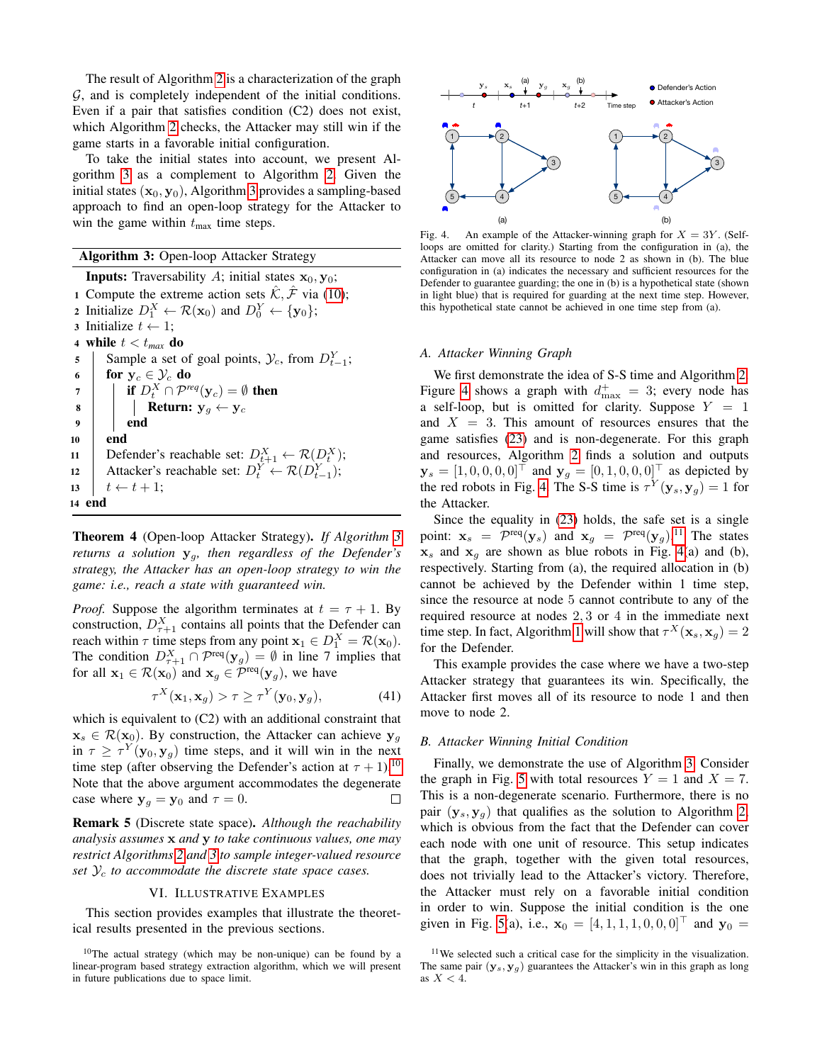The result of Algorithm 2 is a characterization of the graph $\mathcal{G}$, and is completely independent of the initial conditions. Even if a pair that satisfies condition (C2) does not exist, which Algorithm 2 checks, the Attacker may still win if the game starts in a favorable initial configuration.

To take the initial states into account, we present Algorithm 3 as a complement to Algorithm 2. Given the initial states $(\mathbf{x}_0, \mathbf{y}_0)$, Algorithm 3 provides a sampling-based approach to find an open-loop strategy for the Attacker to win the game within $t_{\max}$ time steps.

**Algorithm 3:** Open-loop Attacker Strategy

```
   Inputs: Traversability A; initial states x_0, y_0;
1  Compute the extreme action sets K̂, F̂ via (10);
2  Initialize D_1^X ← R(x_0) and D_0^Y ← {y_0};
3  Initialize t ← 1;
4  while t < t_max do
5      Sample a set of goal points, Y_c, from D_{t-1}^Y;
6      for y_c ∈ Y_c do
7          if D_t^X ∩ P^req(y_c) = ∅ then
8              Return: y_g ← y_c
9          end
10     end
11     Defender's reachable set: D_{t+1}^X ← R(D_t^X);
12     Attacker's reachable set: D_t^Y ← R(D_{t-1}^Y);
13     t ← t + 1;
14 end
```

**Theorem 4** (Open-loop Attacker Strategy). *If Algorithm 3 returns a solution $\mathbf{y}_g$, then regardless of the Defender's strategy, the Attacker has an open-loop strategy to win the game: i.e., reach a state with guaranteed win.*

*Proof.* Suppose the algorithm terminates at $t = \tau + 1$. By construction, $D^X_{\tau+1}$ contains all points that the Defender can reach within $\tau$ time steps from any point $\mathbf{x}_1 \in D^X_1 = \mathcal{R}(\mathbf{x}_0)$. The condition $D^X_{\tau+1} \cap \mathcal{P}^{\text{req}}(\mathbf{y}_g) = \emptyset$ in line 7 implies that for all $\mathbf{x}_1 \in \mathcal{R}(\mathbf{x}_0)$ and $\mathbf{x}_g \in \mathcal{P}^{\text{req}}(\mathbf{y}_g)$, we have

$$\tau^X(\mathbf{x}_1, \mathbf{x}_g) > \tau \geq \tau^Y(\mathbf{y}_0, \mathbf{y}_g), \tag{41}$$

which is equivalent to (C2) with an additional constraint that $\mathbf{x}_s \in \mathcal{R}(\mathbf{x}_0)$. By construction, the Attacker can achieve $\mathbf{y}_g$ in $\tau \geq \tau^Y(\mathbf{y}_0, \mathbf{y}_g)$ time steps, and it will win in the next time step (after observing the Defender's action at $\tau + 1$).[10] Note that the above argument accommodates the degenerate case where $\mathbf{y}_g = \mathbf{y}_0$ and $\tau = 0$. □

**Remark 5** (Discrete state space). *Although the reachability analysis assumes $\mathbf{x}$ and $\mathbf{y}$ to take continuous values, one may restrict Algorithms 2 and 3 to sample integer-valued resource set $\mathcal{Y}_c$ to accommodate the discrete state space cases.*

## VI. Illustrative Examples

This section provides examples that illustrate the theoretical results presented in the previous sections.

[10] The actual strategy (which may be non-unique) can be found by a linear-program based strategy extraction algorithm, which we will present in future publications due to space limit.

Fig. 4. An example of the Attacker-winning graph for $X = 3Y$. (Self-loops are omitted for clarity.) Starting from the configuration in (a), the Attacker can move all its resource to node 2 as shown in (b). The blue configuration in (a) indicates the necessary and sufficient resources for the Defender to guarantee guarding; the one in (b) is a hypothetical state (shown in light blue) that is required for guarding at the next time step. However, this hypothetical state cannot be achieved in one time step from (a).

### A. Attacker Winning Graph

We first demonstrate the idea of S-S time and Algorithm 2. Figure 4 shows a graph with $d^+_{\max} = 3$; every node has a self-loop, but is omitted for clarity. Suppose $Y = 1$ and $X = 3$. This amount of resources ensures that the game satisfies (23) and is non-degenerate. For this graph and resources, Algorithm 2 finds a solution and outputs $\mathbf{y}_s = [1, 0, 0, 0, 0]^\top$ and $\mathbf{y}_g = [0, 1, 0, 0, 0]^\top$ as depicted by the red robots in Fig. 4. The S-S time is $\tau^Y(\mathbf{y}_s, \mathbf{y}_g) = 1$ for the Attacker.

Since the equality in (23) holds, the safe set is a single point: $\mathbf{x}_s = \mathcal{P}^{\text{req}}(\mathbf{y}_s)$ and $\mathbf{x}_g = \mathcal{P}^{\text{req}}(\mathbf{y}_g)$.[11] The states $\mathbf{x}_s$ and $\mathbf{x}_g$ are shown as blue robots in Fig. 4(a) and (b), respectively. Starting from (a), the required allocation in (b) cannot be achieved by the Defender within 1 time step, since the resource at node 5 cannot contribute to any of the required resource at nodes 2, 3 or 4 in the immediate next time step. In fact, Algorithm 1 will show that $\tau^X(\mathbf{x}_s, \mathbf{x}_g) = 2$ for the Defender.

This example provides the case where we have a two-step Attacker strategy that guarantees its win. Specifically, the Attacker first moves all of its resource to node 1 and then move to node 2.

### B. Attacker Winning Initial Condition

Finally, we demonstrate the use of Algorithm 3. Consider the graph in Fig. 5 with total resources $Y = 1$ and $X = 7$. This is a non-degenerate scenario. Furthermore, there is no pair $(\mathbf{y}_s, \mathbf{y}_g)$ that qualifies as the solution to Algorithm 2, which is obvious from the fact that the Defender can cover each node with one unit of resource. This setup indicates that the graph, together with the given total resources, does not trivially lead to the Attacker's victory. Therefore, the Attacker must rely on a favorable initial condition in order to win. Suppose the initial condition is the one given in Fig. 5(a), i.e., $\mathbf{x}_0 = [4, 1, 1, 1, 0, 0, 0]^\top$ and $\mathbf{y}_0 =$

[11] We selected such a critical case for the simplicity in the visualization. The same pair $(\mathbf{y}_s, \mathbf{y}_g)$ guarantees the Attacker's win in this graph as long as $X < 4$.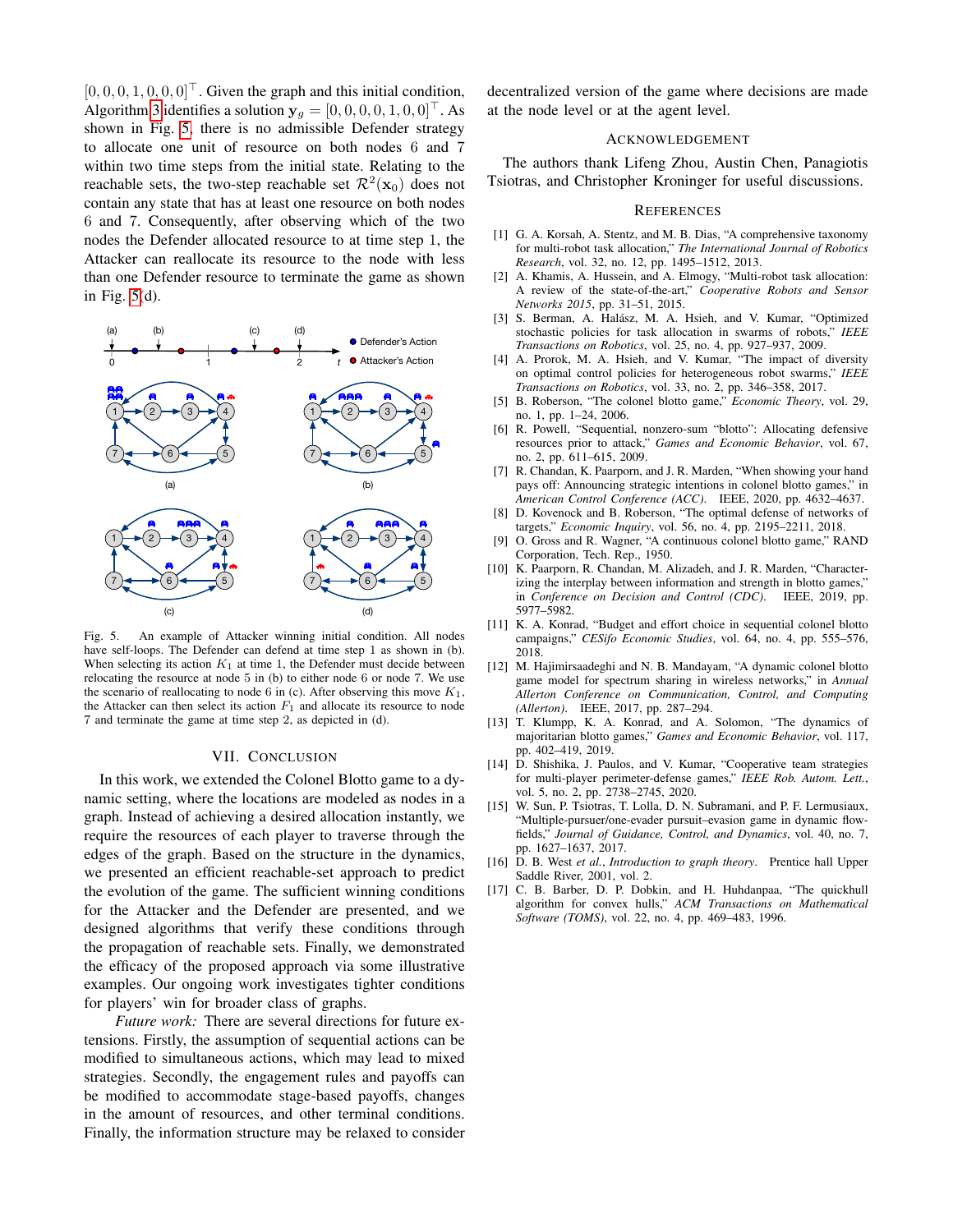$[0, 0, 0, 1, 0, 0, 0]^\top$. Given the graph and this initial condition, Algorithm 3 identifies a solution $\mathbf{y}_g = [0, 0, 0, 0, 1, 0, 0]^\top$. As shown in Fig. 5, there is no admissible Defender strategy to allocate one unit of resource on both nodes 6 and 7 within two time steps from the initial state. Relating to the reachable sets, the two-step reachable set $\mathcal{R}^2(\mathbf{x}_0)$ does not contain any state that has at least one resource on both nodes 6 and 7. Consequently, after observing which of the two nodes the Defender allocated resource to at time step 1, the Attacker can reallocate its resource to the node with less than one Defender resource to terminate the game as shown in Fig. 5(d).

(a) (b) (c) (d)
0 1 2 t
Defender's Action
Attacker's Action

Fig. 5. An example of Attacker winning initial condition. All nodes have self-loops. The Defender can defend at time step 1 as shown in (b). When selecting its action $K_1$ at time 1, the Defender must decide between relocating the resource at node 5 in (b) to either node 6 or node 7. We use the scenario of reallocating to node 6 in (c). After observing this move $K_1$, the Attacker can then select its action $F_1$ and allocate its resource to node 7 and terminate the game at time step 2, as depicted in (d).

## VII. Conclusion

In this work, we extended the Colonel Blotto game to a dynamic setting, where the locations are modeled as nodes in a graph. Instead of achieving a desired allocation instantly, we require the resources of each player to traverse through the edges of the graph. Based on the structure in the dynamics, we presented an efficient reachable-set approach to predict the evolution of the game. The sufficient winning conditions for the Attacker and the Defender are presented, and we designed algorithms that verify these conditions through the propagation of reachable sets. Finally, we demonstrated the efficacy of the proposed approach via some illustrative examples. Our ongoing work investigates tighter conditions for players' win for broader class of graphs.

*Future work:* There are several directions for future extensions. Firstly, the assumption of sequential actions can be modified to simultaneous actions, which may lead to mixed strategies. Secondly, the engagement rules and payoffs can be modified to accommodate stage-based payoffs, changes in the amount of resources, and other terminal conditions. Finally, the information structure may be relaxed to consider decentralized version of the game where decisions are made at the node level or at the agent level.

## Acknowledgement

The authors thank Lifeng Zhou, Austin Chen, Panagiotis Tsiotras, and Christopher Kroninger for useful discussions.

## References

[1] G. A. Korsah, A. Stentz, and M. B. Dias, "A comprehensive taxonomy for multi-robot task allocation," *The International Journal of Robotics Research*, vol. 32, no. 12, pp. 1495–1512, 2013.

[2] A. Khamis, A. Hussein, and A. Elmogy, "Multi-robot task allocation: A review of the state-of-the-art," *Cooperative Robots and Sensor Networks 2015*, pp. 31–51, 2015.

[3] S. Berman, A. Halász, M. A. Hsieh, and V. Kumar, "Optimized stochastic policies for task allocation in swarms of robots," *IEEE Transactions on Robotics*, vol. 25, no. 4, pp. 927–937, 2009.

[4] A. Prorok, M. A. Hsieh, and V. Kumar, "The impact of diversity on optimal control policies for heterogeneous robot swarms," *IEEE Transactions on Robotics*, vol. 33, no. 2, pp. 346–358, 2017.

[5] B. Roberson, "The colonel blotto game," *Economic Theory*, vol. 29, no. 1, pp. 1–24, 2006.

[6] R. Powell, "Sequential, nonzero-sum "blotto": Allocating defensive resources prior to attack," *Games and Economic Behavior*, vol. 67, no. 2, pp. 611–615, 2009.

[7] R. Chandan, K. Paarporn, and J. R. Marden, "When showing your hand pays off: Announcing strategic intentions in colonel blotto games," in *American Control Conference (ACC)*. IEEE, 2020, pp. 4632–4637.

[8] D. Kovenock and B. Roberson, "The optimal defense of networks of targets," *Economic Inquiry*, vol. 56, no. 4, pp. 2195–2211, 2018.

[9] O. Gross and R. Wagner, "A continuous colonel blotto game," RAND Corporation, Tech. Rep., 1950.

[10] K. Paarporn, R. Chandan, M. Alizadeh, and J. R. Marden, "Characterizing the interplay between information and strength in blotto games," in *Conference on Decision and Control (CDC)*. IEEE, 2019, pp. 5977–5982.

[11] K. A. Konrad, "Budget and effort choice in sequential colonel blotto campaigns," *CESifo Economic Studies*, vol. 64, no. 4, pp. 555–576, 2018.

[12] M. Hajimirsaadeghi and N. B. Mandayam, "A dynamic colonel blotto game model for spectrum sharing in wireless networks," in *Annual Allerton Conference on Communication, Control, and Computing (Allerton)*. IEEE, 2017, pp. 287–294.

[13] T. Klumpp, K. A. Konrad, and A. Solomon, "The dynamics of majoritarian blotto games," *Games and Economic Behavior*, vol. 117, pp. 402–419, 2019.

[14] D. Shishika, J. Paulos, and V. Kumar, "Cooperative team strategies for multi-player perimeter-defense games," *IEEE Rob. Autom. Lett.*, vol. 5, no. 2, pp. 2738–2745, 2020.

[15] W. Sun, P. Tsiotras, T. Lolla, D. N. Subramani, and P. F. Lermusiaux, "Multiple-pursuer/one-evader pursuit–evasion game in dynamic flowfields," *Journal of Guidance, Control, and Dynamics*, vol. 40, no. 7, pp. 1627–1637, 2017.

[16] D. B. West *et al.*, *Introduction to graph theory*. Prentice hall Upper Saddle River, 2001, vol. 2.

[17] C. B. Barber, D. P. Dobkin, and H. Huhdanpaa, "The quickhull algorithm for convex hulls," *ACM Transactions on Mathematical Software (TOMS)*, vol. 22, no. 4, pp. 469–483, 1996.